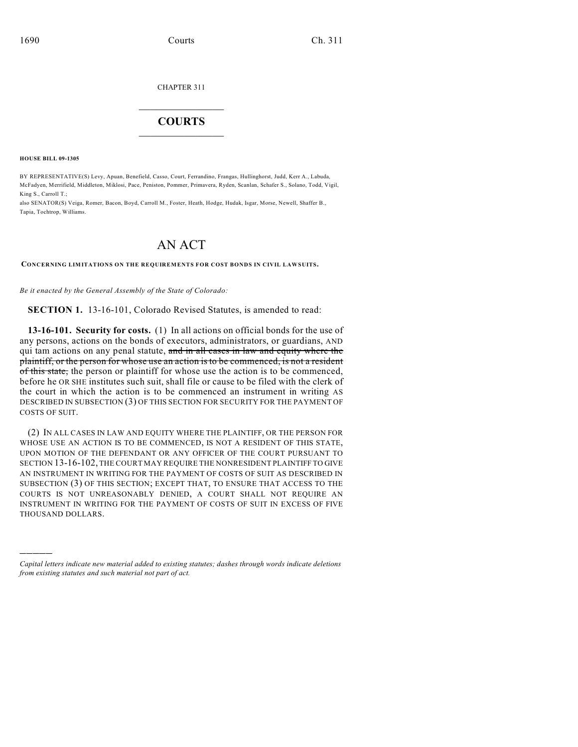CHAPTER 311

# COURTS

**HOUSE BILL 09-1305**

BY REPRESENTATIVE(S) Levy, Apuan, Benefield, Casso, Court, Ferrandino, Frangas, Hullinghorst, Judd, Kerr A., Labuda, McFadyen, Merrifield, Middleton, Miklosi, Pace, Peniston, Pommer, Primavera, Ryden, Scanlan, Schafer S., Solano, Todd, Vigil, King S., Carroll T.;
also SENATOR(S) Veiga, Romer, Bacon, Boyd, Carroll M., Foster, Heath, Hodge, Hudak, Isgar, Morse, Newell, Shaffer B., Tapia, Tochtrop, Williams.

# AN ACT

**CONCERNING LIMITATIONS ON THE REQUIREMENTS FOR COST BONDS IN CIVIL LAWSUITS.**

*Be it enacted by the General Assembly of the State of Colorado:*

**SECTION 1.** 13-16-101, Colorado Revised Statutes, is amended to read:

**13-16-101. Security for costs.** (1) In all actions on official bonds for the use of any persons, actions on the bonds of executors, administrators, or guardians, AND qui tam actions on any penal statute, ~~and in all cases in law and equity where the plaintiff, or the person for whose use an action is to be commenced, is not a resident of this state,~~ the person or plaintiff for whose use the action is to be commenced, before he OR SHE institutes such suit, shall file or cause to be filed with the clerk of the court in which the action is to be commenced an instrument in writing AS DESCRIBED IN SUBSECTION (3) OF THIS SECTION FOR SECURITY FOR THE PAYMENT OF COSTS OF SUIT.

(2) IN ALL CASES IN LAW AND EQUITY WHERE THE PLAINTIFF, OR THE PERSON FOR WHOSE USE AN ACTION IS TO BE COMMENCED, IS NOT A RESIDENT OF THIS STATE, UPON MOTION OF THE DEFENDANT OR ANY OFFICER OF THE COURT PURSUANT TO SECTION 13-16-102, THE COURT MAY REQUIRE THE NONRESIDENT PLAINTIFF TO GIVE AN INSTRUMENT IN WRITING FOR THE PAYMENT OF COSTS OF SUIT AS DESCRIBED IN SUBSECTION (3) OF THIS SECTION; EXCEPT THAT, TO ENSURE THAT ACCESS TO THE COURTS IS NOT UNREASONABLY DENIED, A COURT SHALL NOT REQUIRE AN INSTRUMENT IN WRITING FOR THE PAYMENT OF COSTS OF SUIT IN EXCESS OF FIVE THOUSAND DOLLARS.

*Capital letters indicate new material added to existing statutes; dashes through words indicate deletions from existing statutes and such material not part of act.*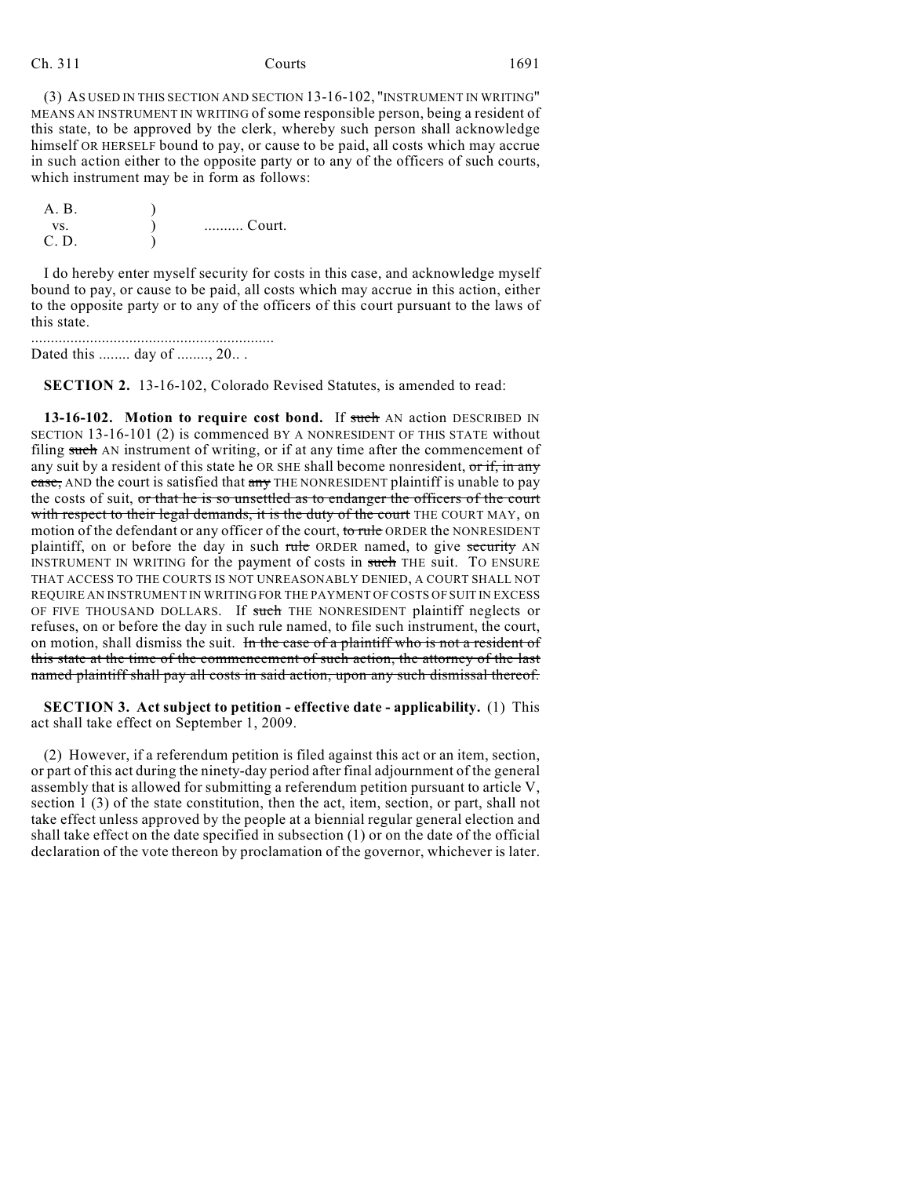(3) AS USED IN THIS SECTION AND SECTION 13-16-102, "INSTRUMENT IN WRITING" MEANS AN INSTRUMENT IN WRITING of some responsible person, being a resident of this state, to be approved by the clerk, whereby such person shall acknowledge himself OR HERSELF bound to pay, or cause to be paid, all costs which may accrue in such action either to the opposite party or to any of the officers of such courts, which instrument may be in form as follows:

```
A. B.     )
  vs.     )       .......... Court.
C. D.     )
```

I do hereby enter myself security for costs in this case, and acknowledge myself bound to pay, or cause to be paid, all costs which may accrue in this action, either to the opposite party or to any of the officers of this court pursuant to the laws of this state.

..............................................................

Dated this ........ day of ........, 20.. .

**SECTION 2.** 13-16-102, Colorado Revised Statutes, is amended to read:

**13-16-102. Motion to require cost bond.** If ~~such~~ AN action DESCRIBED IN SECTION 13-16-101 (2) is commenced BY A NONRESIDENT OF THIS STATE without filing ~~such~~ AN instrument of writing, or if at any time after the commencement of any suit by a resident of this state he OR SHE shall become nonresident, ~~or if, in any case,~~ AND the court is satisfied that ~~any~~ THE NONRESIDENT plaintiff is unable to pay the costs of suit, ~~or that he is so unsettled as to endanger the officers of the court with respect to their legal demands, it is the duty of the court~~ THE COURT MAY, on motion of the defendant or any officer of the court, ~~to rule~~ ORDER the NONRESIDENT plaintiff, on or before the day in such ~~rule~~ ORDER named, to give ~~security~~ AN INSTRUMENT IN WRITING for the payment of costs in ~~such~~ THE suit. TO ENSURE THAT ACCESS TO THE COURTS IS NOT UNREASONABLY DENIED, A COURT SHALL NOT REQUIRE AN INSTRUMENT IN WRITING FOR THE PAYMENT OF COSTS OF SUIT IN EXCESS OF FIVE THOUSAND DOLLARS. If ~~such~~ THE NONRESIDENT plaintiff neglects or refuses, on or before the day in such rule named, to file such instrument, the court, on motion, shall dismiss the suit. ~~In the case of a plaintiff who is not a resident of this state at the time of the commencement of such action, the attorney of the last named plaintiff shall pay all costs in said action, upon any such dismissal thereof.~~

**SECTION 3. Act subject to petition - effective date - applicability.** (1) This act shall take effect on September 1, 2009.

(2) However, if a referendum petition is filed against this act or an item, section, or part of this act during the ninety-day period after final adjournment of the general assembly that is allowed for submitting a referendum petition pursuant to article V, section 1 (3) of the state constitution, then the act, item, section, or part, shall not take effect unless approved by the people at a biennial regular general election and shall take effect on the date specified in subsection (1) or on the date of the official declaration of the vote thereon by proclamation of the governor, whichever is later.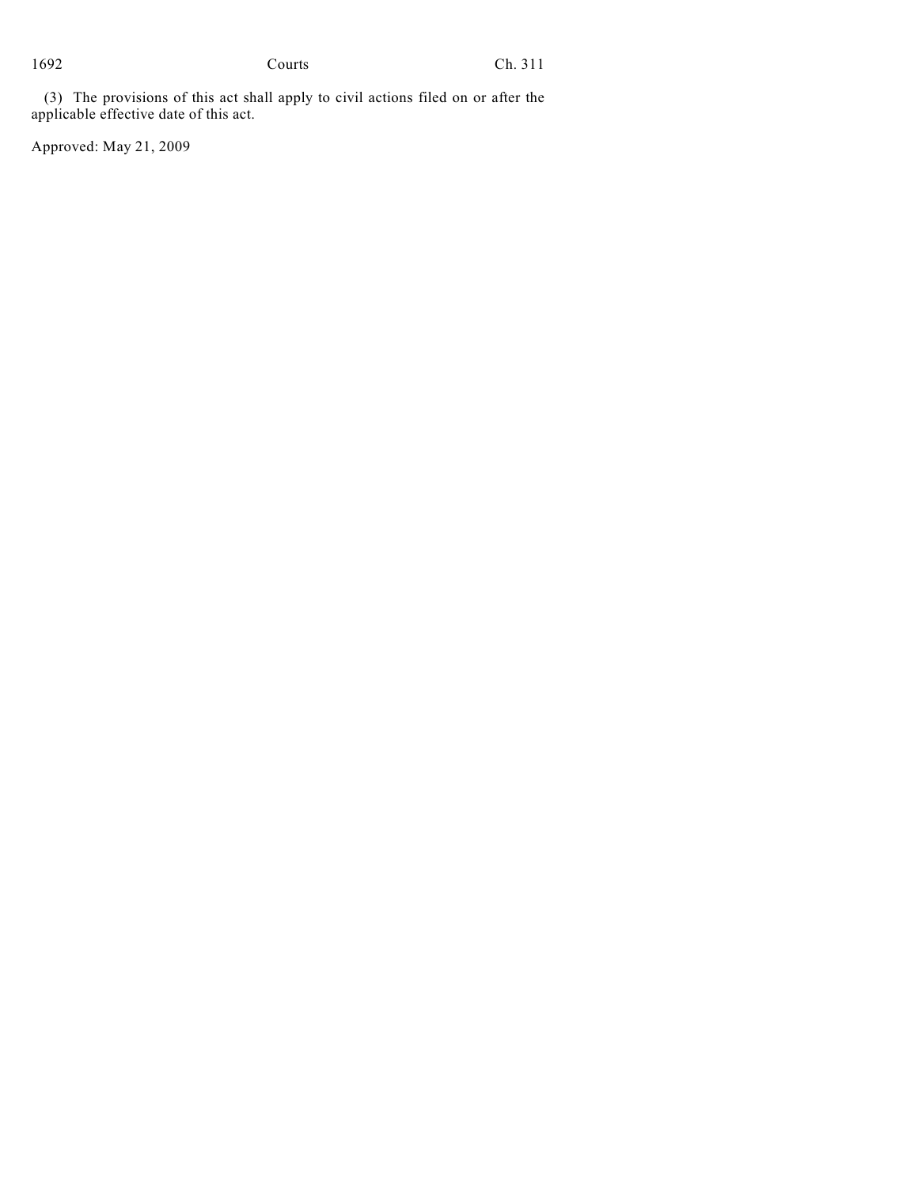(3) The provisions of this act shall apply to civil actions filed on or after the applicable effective date of this act.

Approved: May 21, 2009